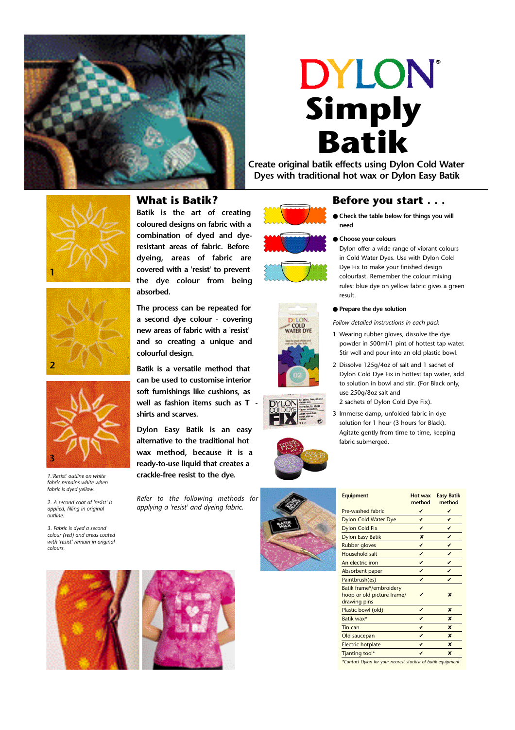# DYLON Simply Batik

Create original batik effects using Dylon Cold Water Dyes with traditional hot wax or Dylon Easy Batik

## What is Batik?

Batik is the art of creating coloured designs on fabric with a combination of dyed and dye-resistant areas of fabric. Before dyeing, areas of fabric are covered with a 'resist' to prevent the dye colour from being absorbed.

The process can be repeated for a second dye colour - covering new areas of fabric with a 'resist' and so creating a unique and colourful design.

Batik is a versatile method that can be used to customise interior soft furnishings like cushions, as well as fashion items such as T - shirts and scarves.

Dylon Easy Batik is an easy alternative to the traditional hot wax method, because it is a ready-to-use liquid that creates a crackle-free resist to the dye.

*Refer to the following methods for applying a 'resist' and dyeing fabric.*

*1. 'Resist' outline on white fabric remains white when fabric is dyed yellow.*

*2. A second coat of 'resist' is applied, filling in original outline.*

*3. Fabric is dyed a second colour (red) and areas coated with 'resist' remain in original colours.*

## Before you start . . .

- **Check the table below for things you will need**
- **Choose your colours**

  Dylon offer a wide range of vibrant colours in Cold Water Dyes. Use with Dylon Cold Dye Fix to make your finished design colourfast. Remember the colour mixing rules: blue dye on yellow fabric gives a green result.

- **Prepare the dye solution**

*Follow detailed instructions in each pack*

1. Wearing rubber gloves, dissolve the dye powder in 500ml/1 pint of hottest tap water. Stir well and pour into an old plastic bowl.
2. Dissolve 125g/4oz of salt and 1 sachet of Dylon Cold Dye Fix in hottest tap water, add to solution in bowl and stir. (For Black only, use 250g/8oz salt and 2 sachets of Dylon Cold Dye Fix).
3. Immerse damp, unfolded fabric in dye solution for 1 hour (3 hours for Black). Agitate gently from time to time, keeping fabric submerged.

| Equipment | Hot wax method | Easy Batik method |
|---|---|---|
| Pre-washed fabric | ✔ | ✔ |
| Dylon Cold Water Dye | ✔ | ✔ |
| Dylon Cold Fix | ✔ | ✔ |
| Dylon Easy Batik | ✘ | ✔ |
| Rubber gloves | ✔ | ✔ |
| Household salt | ✔ | ✔ |
| An electric iron | ✔ | ✔ |
| Absorbent paper | ✔ | ✔ |
| Paintbrush(es) | ✔ | ✔ |
| Batik frame*/embroidery hoop or old picture frame/ drawing pins | ✔ | ✘ |
| Plastic bowl (old) | ✔ | ✘ |
| Batik wax* | ✔ | ✘ |
| Tin can | ✔ | ✘ |
| Old saucepan | ✔ | ✘ |
| Electric hotplate | ✔ | ✘ |
| Tjanting tool* | ✔ | ✘ |

*\*Contact Dylon for your nearest stockist of batik equipment*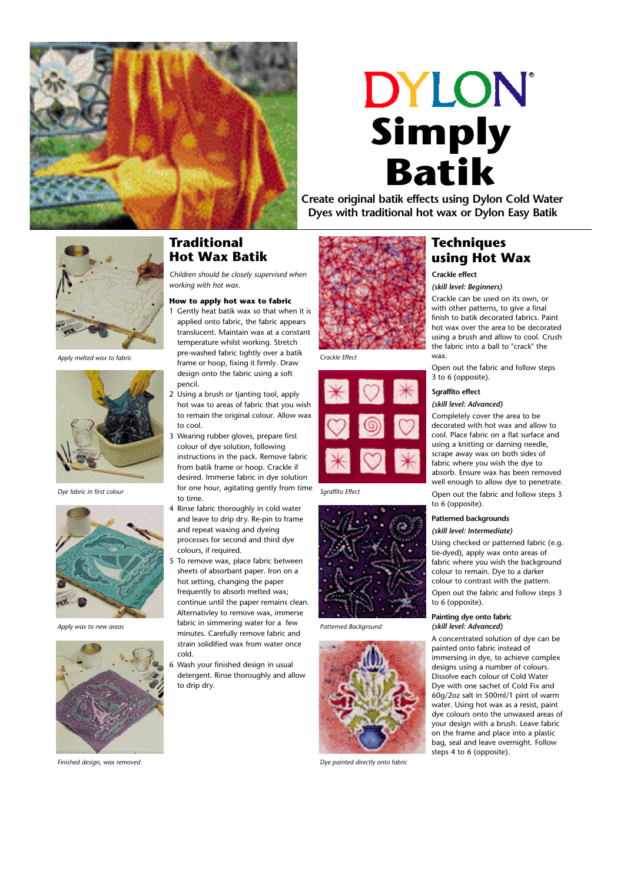# DYLON

# Simply Batik

Create original batik effects using Dylon Cold Water Dyes with traditional hot wax or Dylon Easy Batik

*Apply melted wax to fabric*

*Dye fabric in first colour*

*Apply wax to new areas*

*Finished design, wax removed*

## Traditional Hot Wax Batik

*Children should be closely supervised when working with hot wax.*

**How to apply hot wax to fabric**

1. Gently heat batik wax so that when it is applied onto fabric, the fabric appears translucent. Maintain wax at a constant temperature whilst working. Stretch pre-washed fabric tightly over a batik frame or hoop, fixing it firmly. Draw design onto the fabric using a soft pencil.
2. Using a brush or tjanting tool, apply hot wax to areas of fabric that you wish to remain the original colour. Allow wax to cool.
3. Wearing rubber gloves, prepare first colour of dye solution, following instructions in the pack. Remove fabric from batik frame or hoop. Crackle if desired. Immerse fabric in dye solution for one hour, agitating gently from time to time.
4. Rinse fabric thoroughly in cold water and leave to drip dry. Re-pin to frame and repeat waxing and dyeing processes for second and third dye colours, if required.
5. To remove wax, place fabric between sheets of absorbant paper. Iron on a hot setting, changing the paper frequently to absorb melted wax; continue until the paper remains clean. Alternativley to remove wax, immerse fabric in simmering water for a few minutes. Carefully remove fabric and strain solidified wax from water once cold.
6. Wash your finished design in usual detergent. Rinse thoroughly and allow to drip dry.

*Crackle Effect*

*Sgraffito Effect*

*Patterned Background*

*Dye painted directly onto fabric*

## Techniques using Hot Wax

**Crackle effect**

***(skill level: Beginners)***

Crackle can be used on its own, or with other patterns, to give a final finish to batik decorated fabrics. Paint hot wax over the area to be decorated using a brush and allow to cool. Crush the fabric into a ball to "crack" the wax.

Open out the fabric and follow steps 3 to 6 (opposite).

**Sgraffito effect**

***(skill level: Advanced)***

Completely cover the area to be decorated with hot wax and allow to cool. Place fabric on a flat surface and using a knitting or darning needle, scrape away wax on both sides of fabric where you wish the dye to absorb. Ensure wax has been removed well enough to allow dye to penetrate.

Open out the fabric and follow steps 3 to 6 (opposite).

**Patterned backgrounds**

***(skill level: Intermediate)***

Using checked or patterned fabric (e.g. tie-dyed), apply wax onto areas of fabric where you wish the background colour to remain. Dye to a darker colour to contrast with the pattern.

Open out the fabric and follow steps 3 to 6 (opposite).

**Painting dye onto fabric**
***(skill level: Advanced)***

A concentrated solution of dye can be painted onto fabric instead of immersing in dye, to achieve complex designs using a number of colours. Dissolve each colour of Cold Water Dye with one sachet of Cold Fix and 60g/2oz salt in 500ml/1 pint of warm water. Using hot wax as a resist, paint dye colours onto the unwaxed areas of your design with a brush. Leave fabric on the frame and place into a plastic bag, seal and leave overnight. Follow steps 4 to 6 (opposite).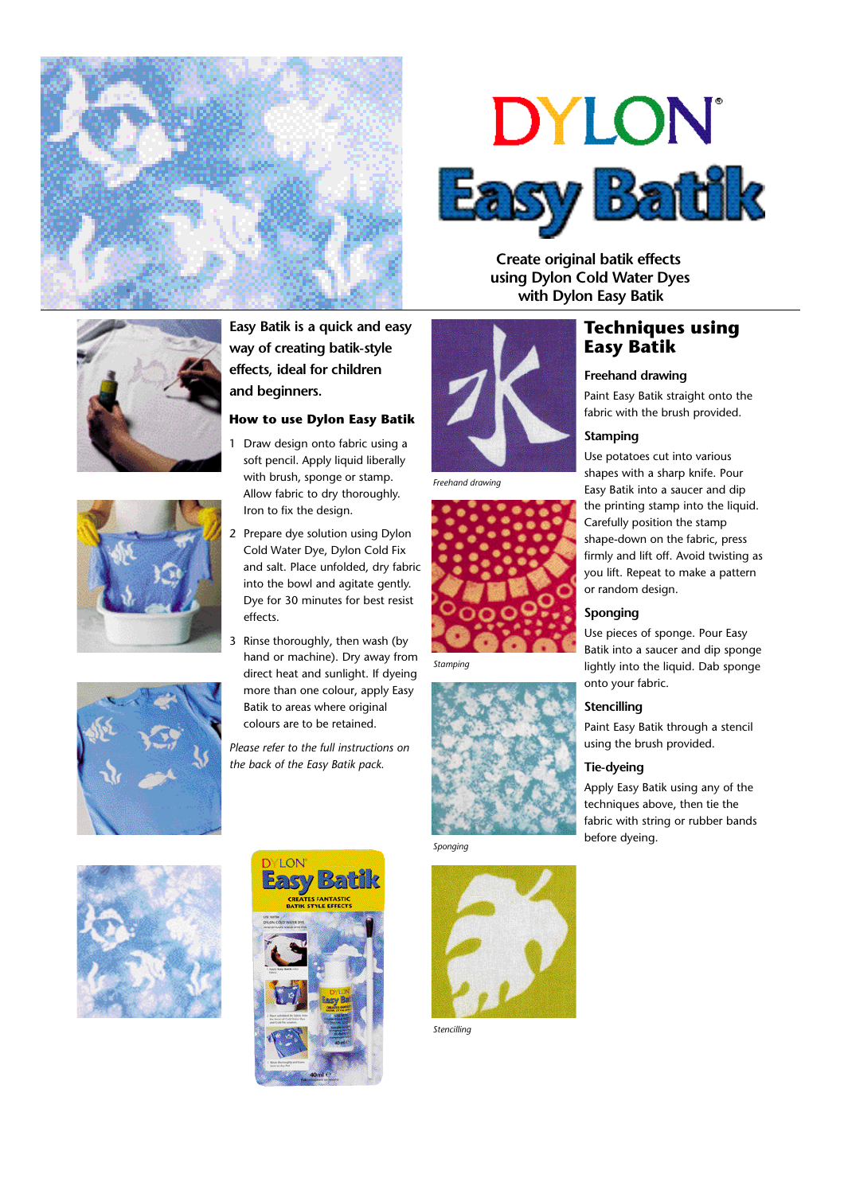# DYLON Easy Batik

Create original batik effects using Dylon Cold Water Dyes with Dylon Easy Batik

**Easy Batik is a quick and easy way of creating batik-style effects, ideal for children and beginners.**

### How to use Dylon Easy Batik

1. Draw design onto fabric using a soft pencil. Apply liquid liberally with brush, sponge or stamp. Allow fabric to dry thoroughly. Iron to fix the design.
2. Prepare dye solution using Dylon Cold Water Dye, Dylon Cold Fix and salt. Place unfolded, dry fabric into the bowl and agitate gently. Dye for 30 minutes for best resist effects.
3. Rinse thoroughly, then wash (by hand or machine). Dry away from direct heat and sunlight. If dyeing more than one colour, apply Easy Batik to areas where original colours are to be retained.

*Please refer to the full instructions on the back of the Easy Batik pack.*

*Freehand drawing*

*Stamping*

*Sponging*

*Stencilling*

## Techniques using Easy Batik

### Freehand drawing

Paint Easy Batik straight onto the fabric with the brush provided.

### Stamping

Use potatoes cut into various shapes with a sharp knife. Pour Easy Batik into a saucer and dip the printing stamp into the liquid. Carefully position the stamp shape-down on the fabric, press firmly and lift off. Avoid twisting as you lift. Repeat to make a pattern or random design.

### Sponging

Use pieces of sponge. Pour Easy Batik into a saucer and dip sponge lightly into the liquid. Dab sponge onto your fabric.

### Stencilling

Paint Easy Batik through a stencil using the brush provided.

### Tie-dyeing

Apply Easy Batik using any of the techniques above, then tie the fabric with string or rubber bands before dyeing.